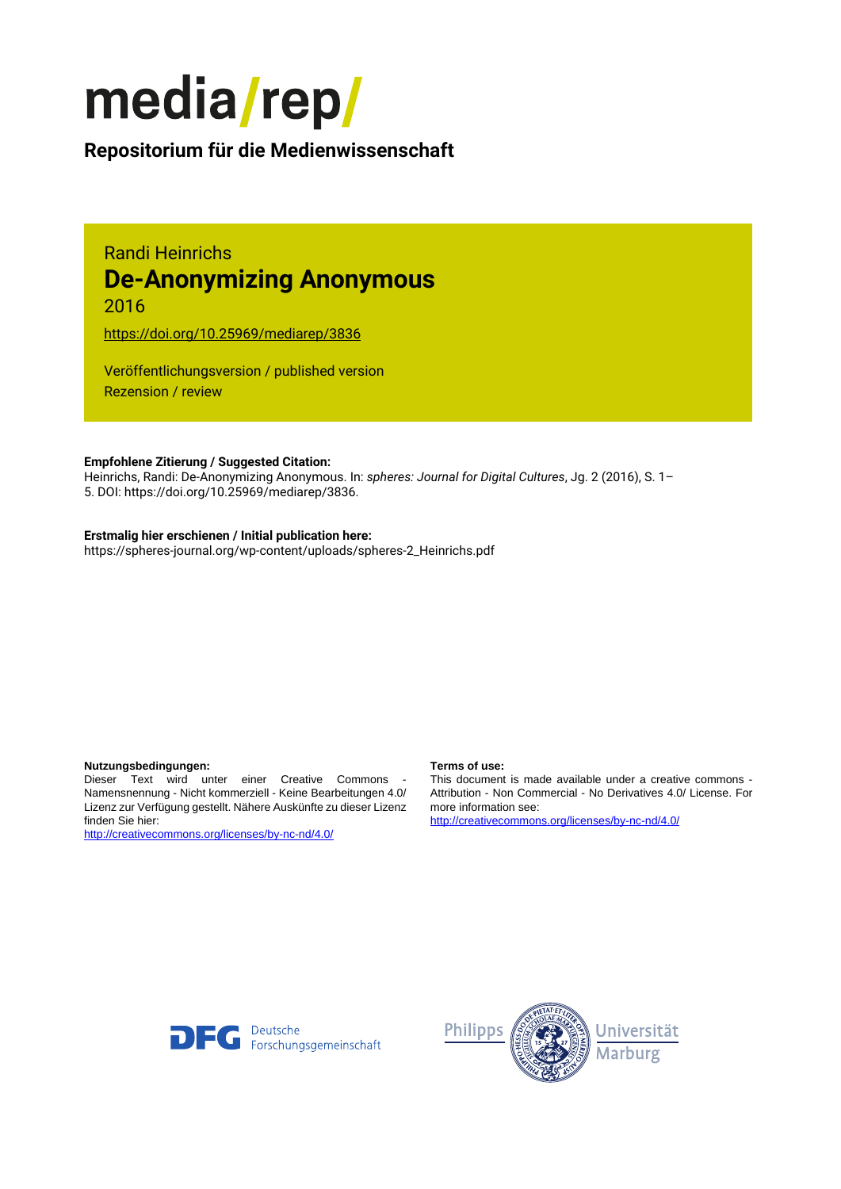# media/rep/

**Repositorium für die Medienwissenschaft**

Randi Heinrichs

## De-Anonymizing Anonymous

2016

https://doi.org/10.25969/mediarep/3836

Veröffentlichungsversion / published version
Rezension / review

**Empfohlene Zitierung / Suggested Citation:**
Heinrichs, Randi: De-Anonymizing Anonymous. In: *spheres: Journal for Digital Cultures*, Jg. 2 (2016), S. 1–5. DOI: https://doi.org/10.25969/mediarep/3836.

**Erstmalig hier erschienen / Initial publication here:**
https://spheres-journal.org/wp-content/uploads/spheres-2_Heinrichs.pdf

**Nutzungsbedingungen:**
Dieser Text wird unter einer Creative Commons - Namensnennung - Nicht kommerziell - Keine Bearbeitungen 4.0/ Lizenz zur Verfügung gestellt. Nähere Auskünfte zu dieser Lizenz finden Sie hier:
http://creativecommons.org/licenses/by-nc-nd/4.0/

**Terms of use:**
This document is made available under a creative commons - Attribution - Non Commercial - No Derivatives 4.0/ License. For more information see:
http://creativecommons.org/licenses/by-nc-nd/4.0/

DFG Deutsche Forschungsgemeinschaft

Philipps Universität Marburg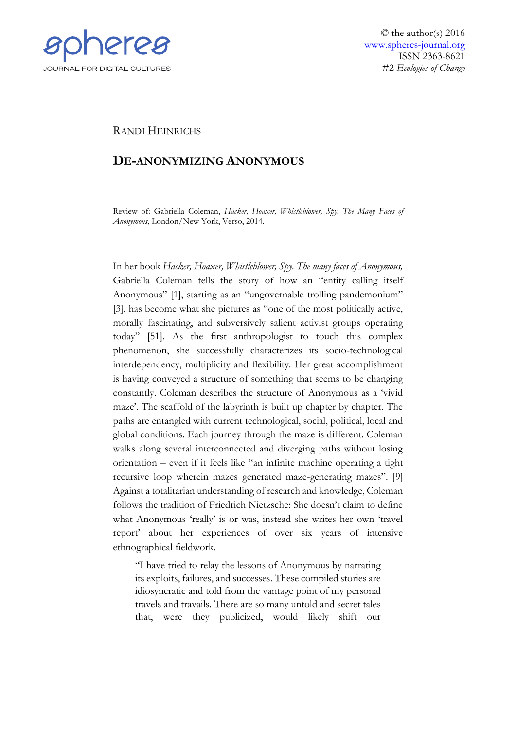RANDI HEINRICHS

# DE-ANONYMIZING ANONYMOUS

Review of: Gabriella Coleman, *Hacker, Hoaxer, Whistleblower, Spy. The Many Faces of Anonymous*, London/New York, Verso, 2014.

In her book *Hacker, Hoaxer, Whistleblower, Spy. The many faces of Anonymous,* Gabriella Coleman tells the story of how an "entity calling itself Anonymous" [1], starting as an "ungovernable trolling pandemonium" [3], has become what she pictures as "one of the most politically active, morally fascinating, and subversively salient activist groups operating today" [51]. As the first anthropologist to touch this complex phenomenon, she successfully characterizes its socio-technological interdependency, multiplicity and flexibility. Her great accomplishment is having conveyed a structure of something that seems to be changing constantly. Coleman describes the structure of Anonymous as a 'vivid maze'. The scaffold of the labyrinth is built up chapter by chapter. The paths are entangled with current technological, social, political, local and global conditions. Each journey through the maze is different. Coleman walks along several interconnected and diverging paths without losing orientation – even if it feels like "an infinite machine operating a tight recursive loop wherein mazes generated maze-generating mazes". [9] Against a totalitarian understanding of research and knowledge, Coleman follows the tradition of Friedrich Nietzsche: She doesn't claim to define what Anonymous 'really' is or was, instead she writes her own 'travel report' about her experiences of over six years of intensive ethnographical fieldwork.

> "I have tried to relay the lessons of Anonymous by narrating its exploits, failures, and successes. These compiled stories are idiosyncratic and told from the vantage point of my personal travels and travails. There are so many untold and secret tales that, were they publicized, would likely shift our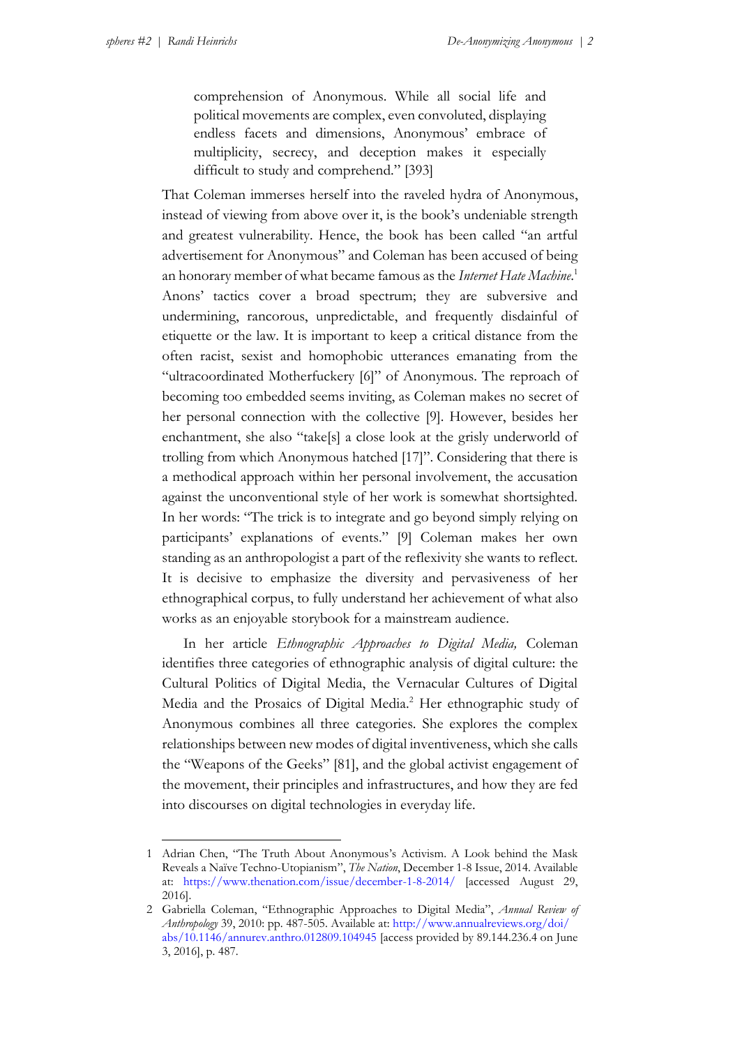> comprehension of Anonymous. While all social life and political movements are complex, even convoluted, displaying endless facets and dimensions, Anonymous' embrace of multiplicity, secrecy, and deception makes it especially difficult to study and comprehend." [393]

That Coleman immerses herself into the raveled hydra of Anonymous, instead of viewing from above over it, is the book's undeniable strength and greatest vulnerability. Hence, the book has been called "an artful advertisement for Anonymous" and Coleman has been accused of being an honorary member of what became famous as the *Internet Hate Machine*.[1] Anons' tactics cover a broad spectrum; they are subversive and undermining, rancorous, unpredictable, and frequently disdainful of etiquette or the law. It is important to keep a critical distance from the often racist, sexist and homophobic utterances emanating from the "ultracoordinated Motherfuckery [6]" of Anonymous. The reproach of becoming too embedded seems inviting, as Coleman makes no secret of her personal connection with the collective [9]. However, besides her enchantment, she also "take[s] a close look at the grisly underworld of trolling from which Anonymous hatched [17]". Considering that there is a methodical approach within her personal involvement, the accusation against the unconventional style of her work is somewhat shortsighted. In her words: "The trick is to integrate and go beyond simply relying on participants' explanations of events." [9] Coleman makes her own standing as an anthropologist a part of the reflexivity she wants to reflect. It is decisive to emphasize the diversity and pervasiveness of her ethnographical corpus, to fully understand her achievement of what also works as an enjoyable storybook for a mainstream audience.

In her article *Ethnographic Approaches to Digital Media,* Coleman identifies three categories of ethnographic analysis of digital culture: the Cultural Politics of Digital Media, the Vernacular Cultures of Digital Media and the Prosaics of Digital Media.[2] Her ethnographic study of Anonymous combines all three categories. She explores the complex relationships between new modes of digital inventiveness, which she calls the "Weapons of the Geeks" [81], and the global activist engagement of the movement, their principles and infrastructures, and how they are fed into discourses on digital technologies in everyday life.

---

1 Adrian Chen, "The Truth About Anonymous's Activism. A Look behind the Mask Reveals a Naïve Techno-Utopianism", *The Nation*, December 1-8 Issue, 2014. Available at: https://www.thenation.com/issue/december-1-8-2014/ [accessed August 29, 2016].

2 Gabriella Coleman, "Ethnographic Approaches to Digital Media", *Annual Review of Anthropology* 39, 2010: pp. 487-505. Available at: http://www.annualreviews.org/doi/abs/10.1146/annurev.anthro.012809.104945 [access provided by 89.144.236.4 on June 3, 2016], p. 487.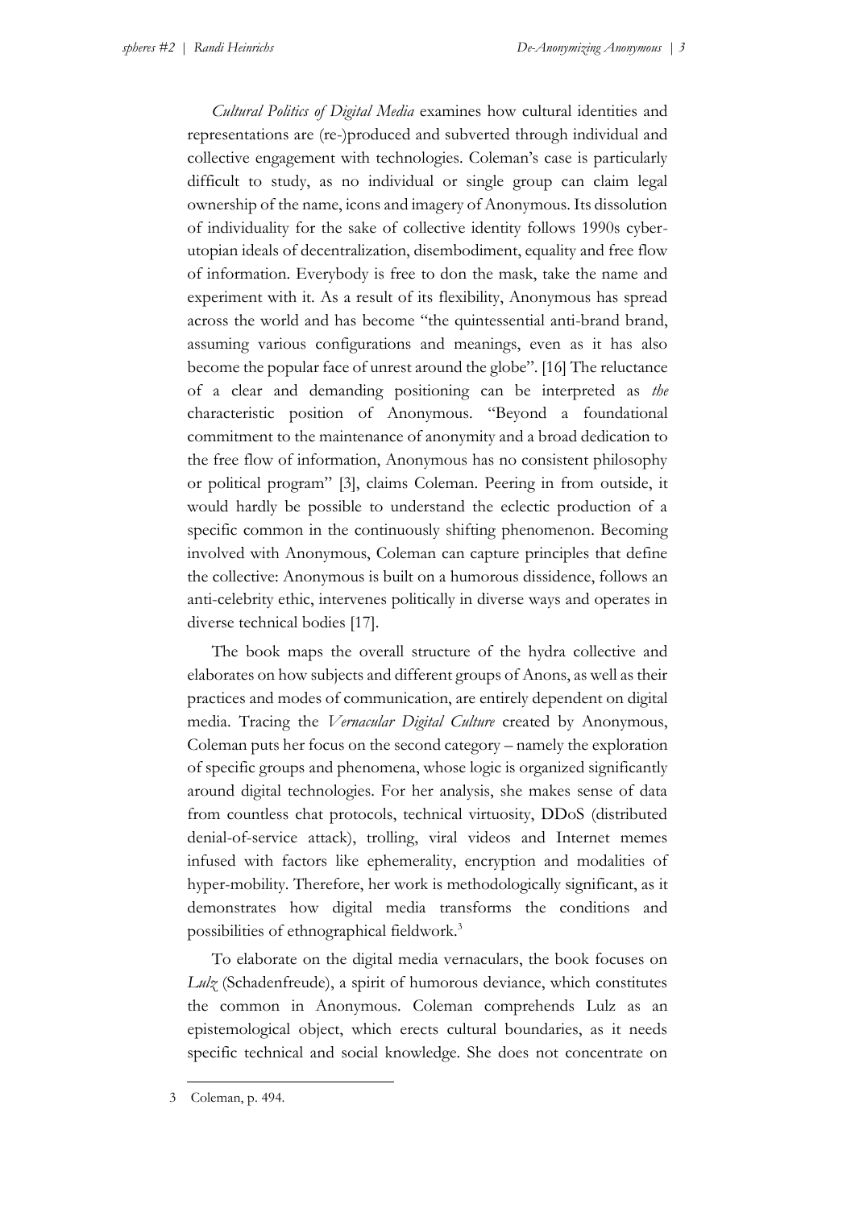*Cultural Politics of Digital Media* examines how cultural identities and representations are (re-)produced and subverted through individual and collective engagement with technologies. Coleman's case is particularly difficult to study, as no individual or single group can claim legal ownership of the name, icons and imagery of Anonymous. Its dissolution of individuality for the sake of collective identity follows 1990s cyber-utopian ideals of decentralization, disembodiment, equality and free flow of information. Everybody is free to don the mask, take the name and experiment with it. As a result of its flexibility, Anonymous has spread across the world and has become "the quintessential anti-brand brand, assuming various configurations and meanings, even as it has also become the popular face of unrest around the globe". [16] The reluctance of a clear and demanding positioning can be interpreted as *the* characteristic position of Anonymous. "Beyond a foundational commitment to the maintenance of anonymity and a broad dedication to the free flow of information, Anonymous has no consistent philosophy or political program" [3], claims Coleman. Peering in from outside, it would hardly be possible to understand the eclectic production of a specific common in the continuously shifting phenomenon. Becoming involved with Anonymous, Coleman can capture principles that define the collective: Anonymous is built on a humorous dissidence, follows an anti-celebrity ethic, intervenes politically in diverse ways and operates in diverse technical bodies [17].

The book maps the overall structure of the hydra collective and elaborates on how subjects and different groups of Anons, as well as their practices and modes of communication, are entirely dependent on digital media. Tracing the *Vernacular Digital Culture* created by Anonymous, Coleman puts her focus on the second category – namely the exploration of specific groups and phenomena, whose logic is organized significantly around digital technologies. For her analysis, she makes sense of data from countless chat protocols, technical virtuosity, DDoS (distributed denial-of-service attack), trolling, viral videos and Internet memes infused with factors like ephemerality, encryption and modalities of hyper-mobility. Therefore, her work is methodologically significant, as it demonstrates how digital media transforms the conditions and possibilities of ethnographical fieldwork.[3]

To elaborate on the digital media vernaculars, the book focuses on *Lulz* (Schadenfreude), a spirit of humorous deviance, which constitutes the common in Anonymous. Coleman comprehends Lulz as an epistemological object, which erects cultural boundaries, as it needs specific technical and social knowledge. She does not concentrate on

---

3 Coleman, p. 494.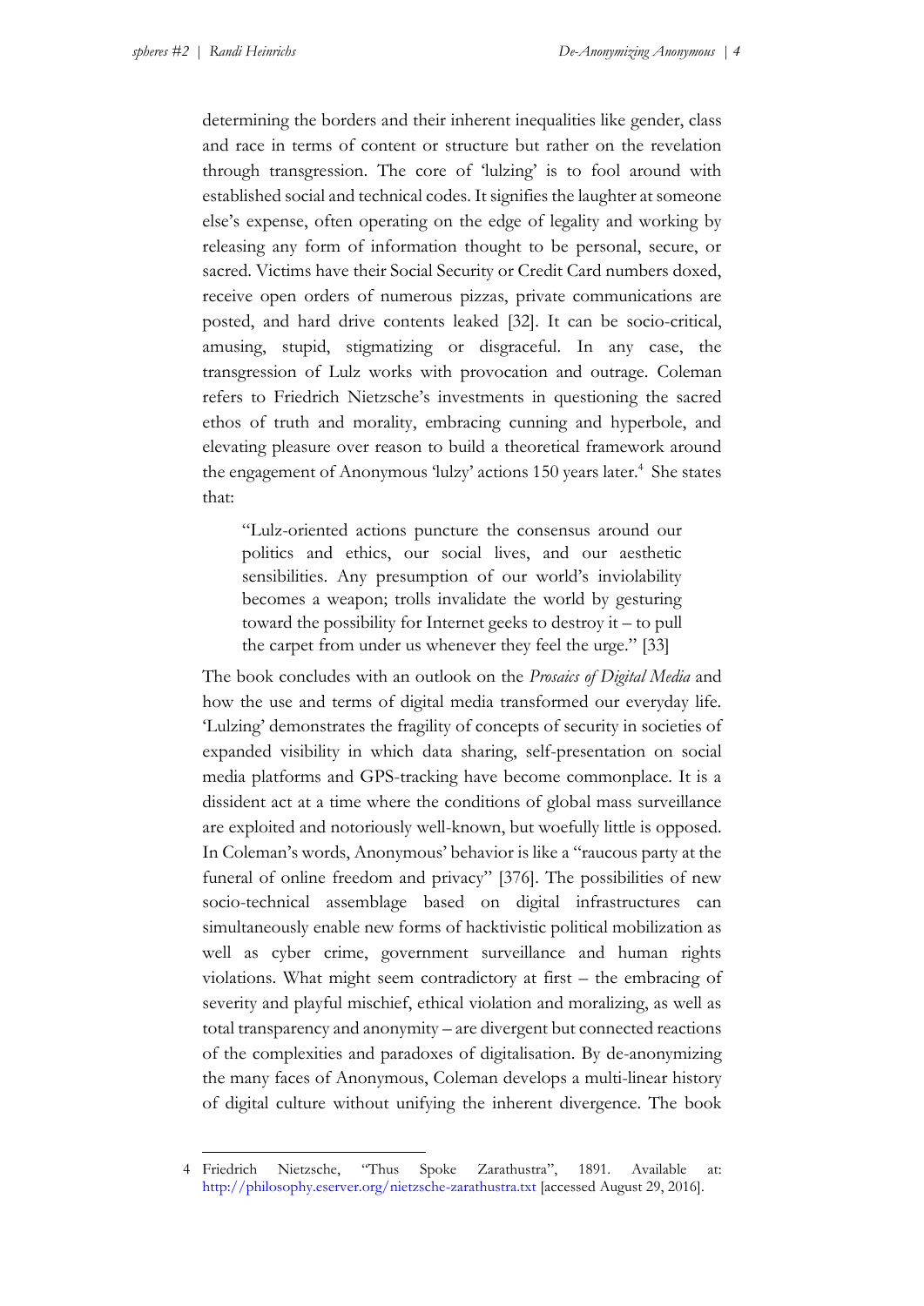determining the borders and their inherent inequalities like gender, class and race in terms of content or structure but rather on the revelation through transgression. The core of 'lulzing' is to fool around with established social and technical codes. It signifies the laughter at someone else's expense, often operating on the edge of legality and working by releasing any form of information thought to be personal, secure, or sacred. Victims have their Social Security or Credit Card numbers doxed, receive open orders of numerous pizzas, private communications are posted, and hard drive contents leaked [32]. It can be socio-critical, amusing, stupid, stigmatizing or disgraceful. In any case, the transgression of Lulz works with provocation and outrage. Coleman refers to Friedrich Nietzsche's investments in questioning the sacred ethos of truth and morality, embracing cunning and hyperbole, and elevating pleasure over reason to build a theoretical framework around the engagement of Anonymous 'lulzy' actions 150 years later.[4] She states that:

> "Lulz-oriented actions puncture the consensus around our politics and ethics, our social lives, and our aesthetic sensibilities. Any presumption of our world's inviolability becomes a weapon; trolls invalidate the world by gesturing toward the possibility for Internet geeks to destroy it – to pull the carpet from under us whenever they feel the urge." [33]

The book concludes with an outlook on the *Prosaics of Digital Media* and how the use and terms of digital media transformed our everyday life. 'Lulzing' demonstrates the fragility of concepts of security in societies of expanded visibility in which data sharing, self-presentation on social media platforms and GPS-tracking have become commonplace. It is a dissident act at a time where the conditions of global mass surveillance are exploited and notoriously well-known, but woefully little is opposed. In Coleman's words, Anonymous' behavior is like a "raucous party at the funeral of online freedom and privacy" [376]. The possibilities of new socio-technical assemblage based on digital infrastructures can simultaneously enable new forms of hacktivistic political mobilization as well as cyber crime, government surveillance and human rights violations. What might seem contradictory at first – the embracing of severity and playful mischief, ethical violation and moralizing, as well as total transparency and anonymity – are divergent but connected reactions of the complexities and paradoxes of digitalisation. By de-anonymizing the many faces of Anonymous, Coleman develops a multi-linear history of digital culture without unifying the inherent divergence. The book

---

4 Friedrich Nietzsche, "Thus Spoke Zarathustra", 1891. Available at: http://philosophy.eserver.org/nietzsche-zarathustra.txt [accessed August 29, 2016].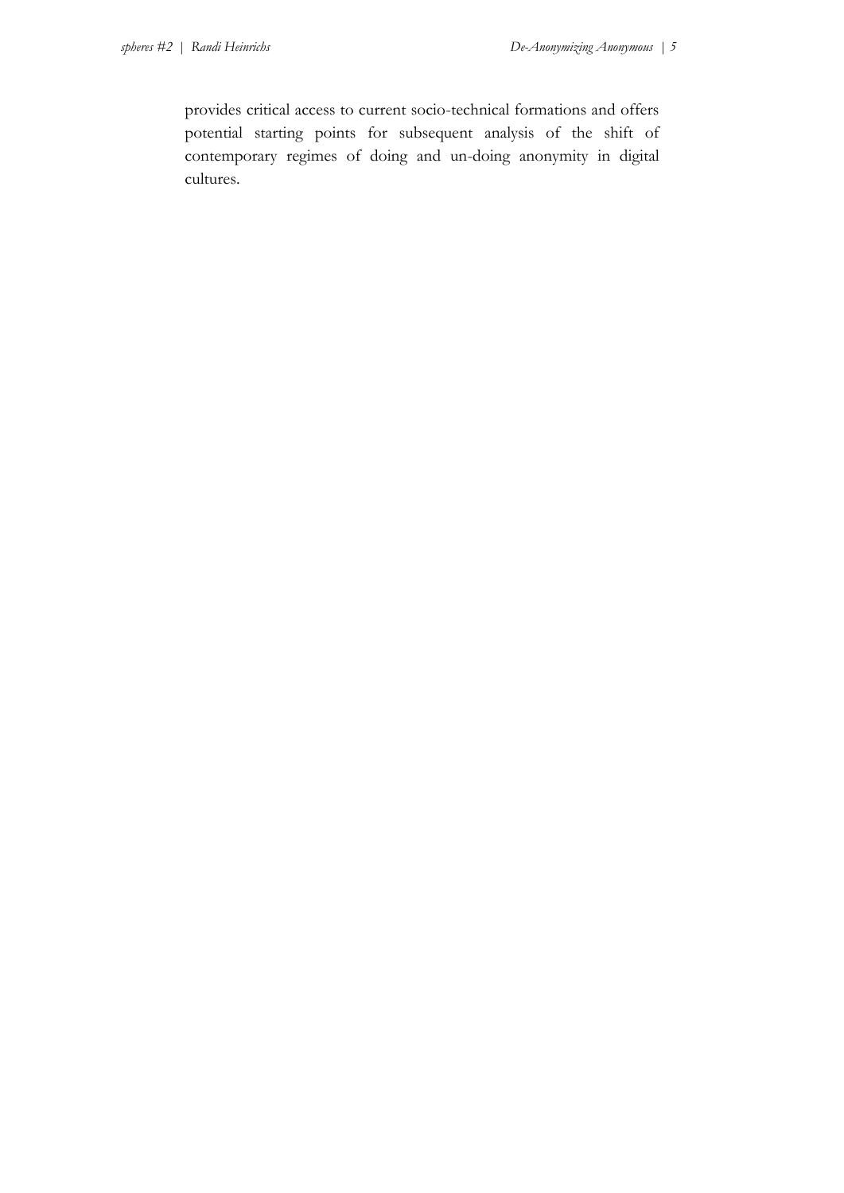provides critical access to current socio-technical formations and offers potential starting points for subsequent analysis of the shift of contemporary regimes of doing and un-doing anonymity in digital cultures.